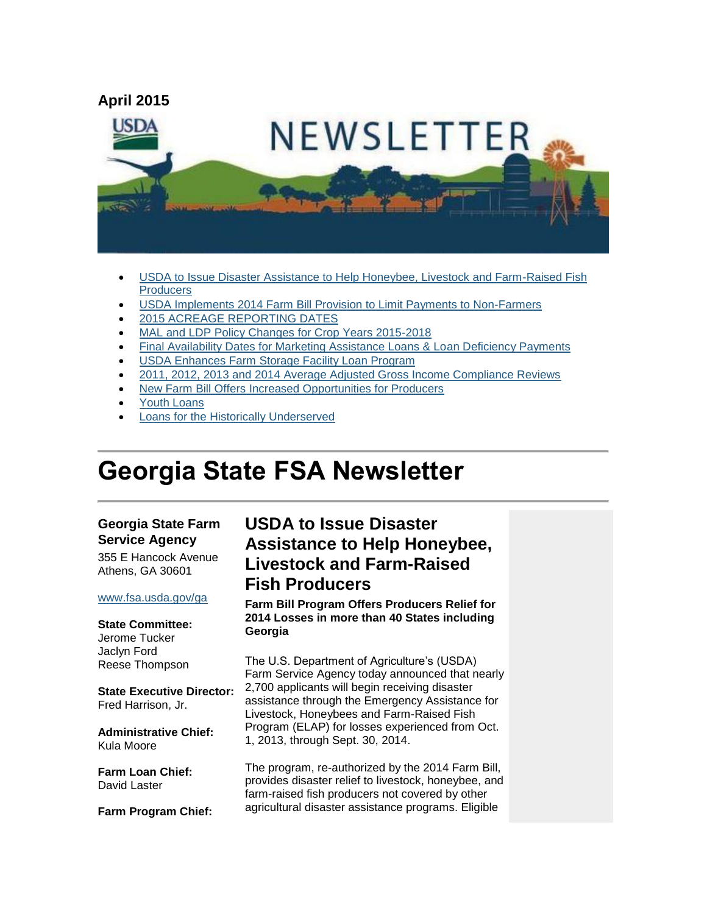**April 2015**

- USDA to Issue Disaster Assistance to Help Honeybee, Livestock and Farm-Raised Fish Producers
- USDA Implements 2014 Farm Bill Provision to Limit Payments to Non-Farmers
- 2015 ACREAGE REPORTING DATES
- MAL and LDP Policy Changes for Crop Years 2015-2018
- Final Availability Dates for Marketing Assistance Loans & Loan Deficiency Payments
- USDA Enhances Farm Storage Facility Loan Program
- 2011, 2012, 2013 and 2014 Average Adjusted Gross Income Compliance Reviews
- New Farm Bill Offers Increased Opportunities for Producers
- Youth Loans
- Loans for the Historically Underserved

# Georgia State FSA Newsletter

**Georgia State Farm Service Agency**
355 E Hancock Avenue
Athens, GA 30601

www.fsa.usda.gov/ga

**State Committee:**
Jerome Tucker
Jaclyn Ford
Reese Thompson

**State Executive Director:**
Fred Harrison, Jr.

**Administrative Chief:**
Kula Moore

**Farm Loan Chief:**
David Laster

**Farm Program Chief:**

## USDA to Issue Disaster Assistance to Help Honeybee, Livestock and Farm-Raised Fish Producers

**Farm Bill Program Offers Producers Relief for 2014 Losses in more than 40 States including Georgia**

The U.S. Department of Agriculture's (USDA) Farm Service Agency today announced that nearly 2,700 applicants will begin receiving disaster assistance through the Emergency Assistance for Livestock, Honeybees and Farm-Raised Fish Program (ELAP) for losses experienced from Oct. 1, 2013, through Sept. 30, 2014.

The program, re-authorized by the 2014 Farm Bill, provides disaster relief to livestock, honeybee, and farm-raised fish producers not covered by other agricultural disaster assistance programs. Eligible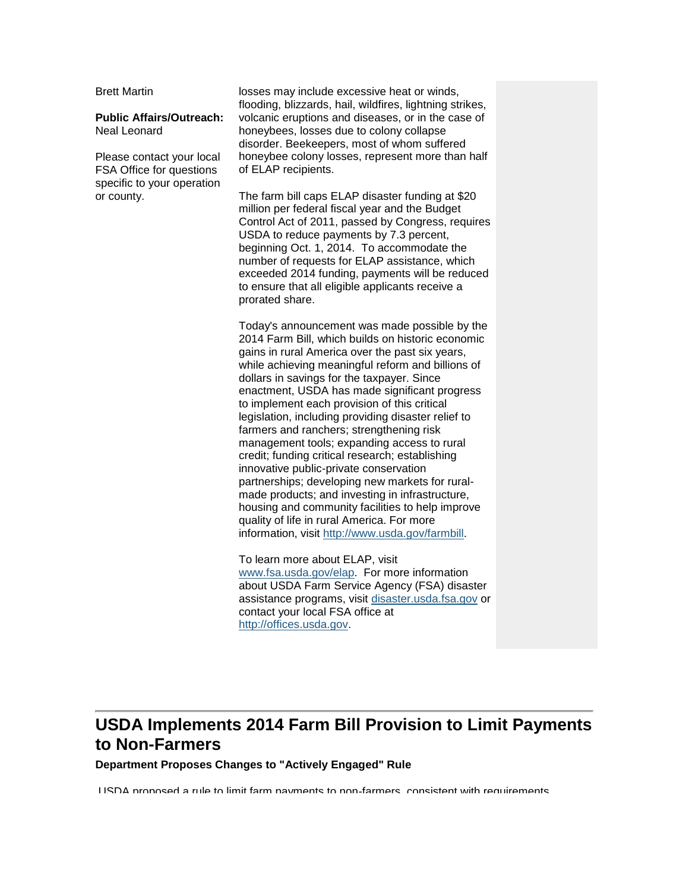Brett Martin

**Public Affairs/Outreach:** Neal Leonard

Please contact your local FSA Office for questions specific to your operation or county.

losses may include excessive heat or winds, flooding, blizzards, hail, wildfires, lightning strikes, volcanic eruptions and diseases, or in the case of honeybees, losses due to colony collapse disorder. Beekeepers, most of whom suffered honeybee colony losses, represent more than half of ELAP recipients.

The farm bill caps ELAP disaster funding at $20 million per federal fiscal year and the Budget Control Act of 2011, passed by Congress, requires USDA to reduce payments by 7.3 percent, beginning Oct. 1, 2014. To accommodate the number of requests for ELAP assistance, which exceeded 2014 funding, payments will be reduced to ensure that all eligible applicants receive a prorated share.

Today's announcement was made possible by the 2014 Farm Bill, which builds on historic economic gains in rural America over the past six years, while achieving meaningful reform and billions of dollars in savings for the taxpayer. Since enactment, USDA has made significant progress to implement each provision of this critical legislation, including providing disaster relief to farmers and ranchers; strengthening risk management tools; expanding access to rural credit; funding critical research; establishing innovative public-private conservation partnerships; developing new markets for rural-made products; and investing in infrastructure, housing and community facilities to help improve quality of life in rural America. For more information, visit [http://www.usda.gov/farmbill](http://www.usda.gov/farmbill).

To learn more about ELAP, visit [www.fsa.usda.gov/elap](http://www.fsa.usda.gov/elap). For more information about USDA Farm Service Agency (FSA) disaster assistance programs, visit [disaster.usda.fsa.gov](http://disaster.usda.fsa.gov) or contact your local FSA office at [http://offices.usda.gov](http://offices.usda.gov).

## USDA Implements 2014 Farm Bill Provision to Limit Payments to Non-Farmers

**Department Proposes Changes to "Actively Engaged" Rule**

USDA proposed a rule to limit farm payments to non-farmers, consistent with requirements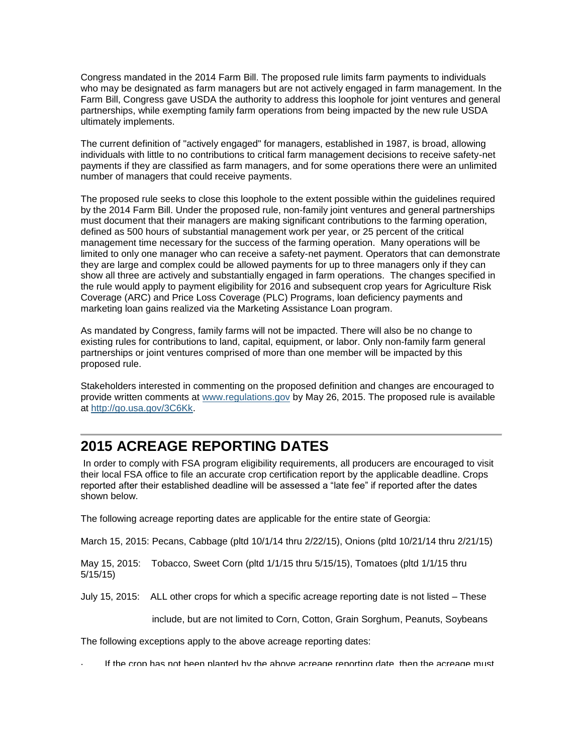Congress mandated in the 2014 Farm Bill. The proposed rule limits farm payments to individuals who may be designated as farm managers but are not actively engaged in farm management. In the Farm Bill, Congress gave USDA the authority to address this loophole for joint ventures and general partnerships, while exempting family farm operations from being impacted by the new rule USDA ultimately implements.

The current definition of "actively engaged" for managers, established in 1987, is broad, allowing individuals with little to no contributions to critical farm management decisions to receive safety-net payments if they are classified as farm managers, and for some operations there were an unlimited number of managers that could receive payments.

The proposed rule seeks to close this loophole to the extent possible within the guidelines required by the 2014 Farm Bill. Under the proposed rule, non-family joint ventures and general partnerships must document that their managers are making significant contributions to the farming operation, defined as 500 hours of substantial management work per year, or 25 percent of the critical management time necessary for the success of the farming operation. Many operations will be limited to only one manager who can receive a safety-net payment. Operators that can demonstrate they are large and complex could be allowed payments for up to three managers only if they can show all three are actively and substantially engaged in farm operations. The changes specified in the rule would apply to payment eligibility for 2016 and subsequent crop years for Agriculture Risk Coverage (ARC) and Price Loss Coverage (PLC) Programs, loan deficiency payments and marketing loan gains realized via the Marketing Assistance Loan program.

As mandated by Congress, family farms will not be impacted. There will also be no change to existing rules for contributions to land, capital, equipment, or labor. Only non-family farm general partnerships or joint ventures comprised of more than one member will be impacted by this proposed rule.

Stakeholders interested in commenting on the proposed definition and changes are encouraged to provide written comments at [www.regulations.gov](http://www.regulations.gov) by May 26, 2015. The proposed rule is available at [http://go.usa.gov/3C6Kk](http://go.usa.gov/3C6Kk).

## 2015 ACREAGE REPORTING DATES

In order to comply with FSA program eligibility requirements, all producers are encouraged to visit their local FSA office to file an accurate crop certification report by the applicable deadline. Crops reported after their established deadline will be assessed a "late fee" if reported after the dates shown below.

The following acreage reporting dates are applicable for the entire state of Georgia:

March 15, 2015: Pecans, Cabbage (pltd 10/1/14 thru 2/22/15), Onions (pltd 10/21/14 thru 2/21/15)

May 15, 2015: Tobacco, Sweet Corn (pltd 1/1/15 thru 5/15/15), Tomatoes (pltd 1/1/15 thru 5/15/15)

July 15, 2015: ALL other crops for which a specific acreage reporting date is not listed – These include, but are not limited to Corn, Cotton, Grain Sorghum, Peanuts, Soybeans

The following exceptions apply to the above acreage reporting dates:

- If the crop has not been planted by the above acreage reporting date, then the acreage must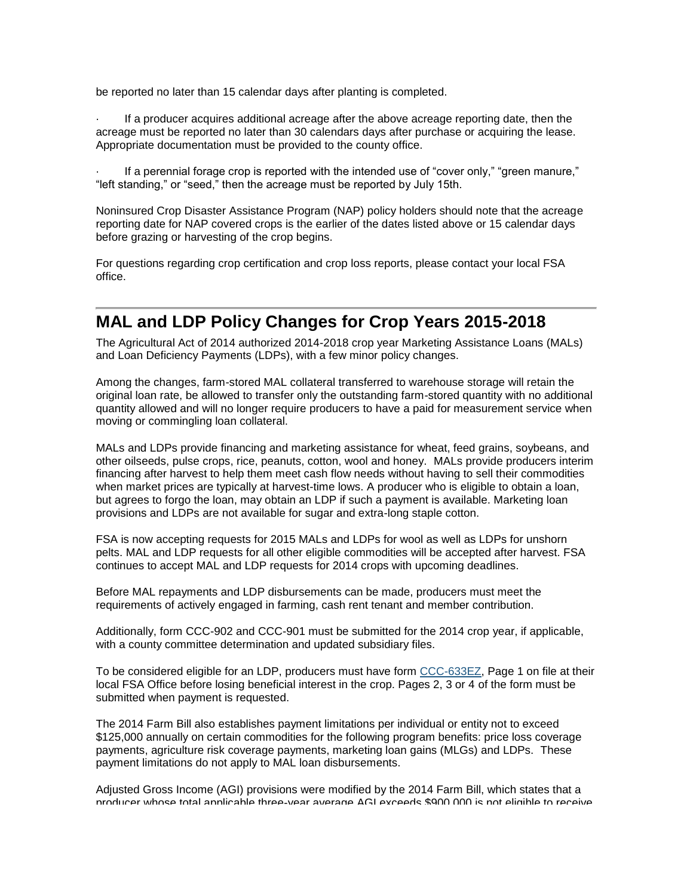be reported no later than 15 calendar days after planting is completed.

· If a producer acquires additional acreage after the above acreage reporting date, then the acreage must be reported no later than 30 calendars days after purchase or acquiring the lease. Appropriate documentation must be provided to the county office.

· If a perennial forage crop is reported with the intended use of "cover only," "green manure," "left standing," or "seed," then the acreage must be reported by July 15th.

Noninsured Crop Disaster Assistance Program (NAP) policy holders should note that the acreage reporting date for NAP covered crops is the earlier of the dates listed above or 15 calendar days before grazing or harvesting of the crop begins.

For questions regarding crop certification and crop loss reports, please contact your local FSA office.

---

## MAL and LDP Policy Changes for Crop Years 2015-2018

The Agricultural Act of 2014 authorized 2014-2018 crop year Marketing Assistance Loans (MALs) and Loan Deficiency Payments (LDPs), with a few minor policy changes.

Among the changes, farm-stored MAL collateral transferred to warehouse storage will retain the original loan rate, be allowed to transfer only the outstanding farm-stored quantity with no additional quantity allowed and will no longer require producers to have a paid for measurement service when moving or commingling loan collateral.

MALs and LDPs provide financing and marketing assistance for wheat, feed grains, soybeans, and other oilseeds, pulse crops, rice, peanuts, cotton, wool and honey. MALs provide producers interim financing after harvest to help them meet cash flow needs without having to sell their commodities when market prices are typically at harvest-time lows. A producer who is eligible to obtain a loan, but agrees to forgo the loan, may obtain an LDP if such a payment is available. Marketing loan provisions and LDPs are not available for sugar and extra-long staple cotton.

FSA is now accepting requests for 2015 MALs and LDPs for wool as well as LDPs for unshorn pelts. MAL and LDP requests for all other eligible commodities will be accepted after harvest. FSA continues to accept MAL and LDP requests for 2014 crops with upcoming deadlines.

Before MAL repayments and LDP disbursements can be made, producers must meet the requirements of actively engaged in farming, cash rent tenant and member contribution.

Additionally, form CCC-902 and CCC-901 must be submitted for the 2014 crop year, if applicable, with a county committee determination and updated subsidiary files.

To be considered eligible for an LDP, producers must have form CCC-633EZ, Page 1 on file at their local FSA Office before losing beneficial interest in the crop. Pages 2, 3 or 4 of the form must be submitted when payment is requested.

The 2014 Farm Bill also establishes payment limitations per individual or entity not to exceed $125,000 annually on certain commodities for the following program benefits: price loss coverage payments, agriculture risk coverage payments, marketing loan gains (MLGs) and LDPs. These payment limitations do not apply to MAL loan disbursements.

Adjusted Gross Income (AGI) provisions were modified by the 2014 Farm Bill, which states that a producer whose total applicable three-year average AGI exceeds $900,000 is not eligible to receive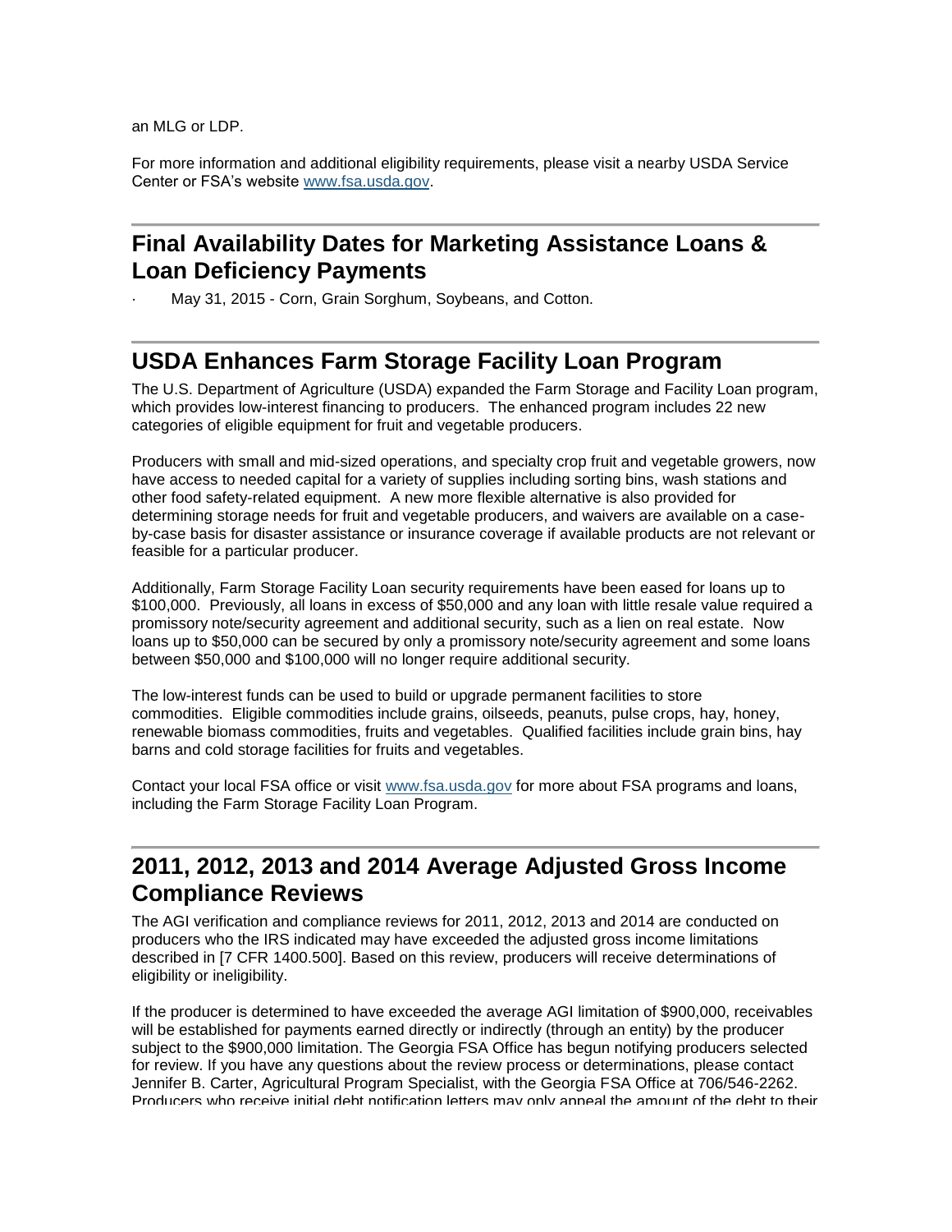an MLG or LDP.

For more information and additional eligibility requirements, please visit a nearby USDA Service Center or FSA's website [www.fsa.usda.gov](http://www.fsa.usda.gov).

## Final Availability Dates for Marketing Assistance Loans & Loan Deficiency Payments

- May 31, 2015 - Corn, Grain Sorghum, Soybeans, and Cotton.

## USDA Enhances Farm Storage Facility Loan Program

The U.S. Department of Agriculture (USDA) expanded the Farm Storage and Facility Loan program, which provides low-interest financing to producers. The enhanced program includes 22 new categories of eligible equipment for fruit and vegetable producers.

Producers with small and mid-sized operations, and specialty crop fruit and vegetable growers, now have access to needed capital for a variety of supplies including sorting bins, wash stations and other food safety-related equipment. A new more flexible alternative is also provided for determining storage needs for fruit and vegetable producers, and waivers are available on a case-by-case basis for disaster assistance or insurance coverage if available products are not relevant or feasible for a particular producer.

Additionally, Farm Storage Facility Loan security requirements have been eased for loans up to $100,000. Previously, all loans in excess of $50,000 and any loan with little resale value required a promissory note/security agreement and additional security, such as a lien on real estate. Now loans up to $50,000 can be secured by only a promissory note/security agreement and some loans between $50,000 and $100,000 will no longer require additional security.

The low-interest funds can be used to build or upgrade permanent facilities to store commodities. Eligible commodities include grains, oilseeds, peanuts, pulse crops, hay, honey, renewable biomass commodities, fruits and vegetables. Qualified facilities include grain bins, hay barns and cold storage facilities for fruits and vegetables.

Contact your local FSA office or visit [www.fsa.usda.gov](http://www.fsa.usda.gov) for more about FSA programs and loans, including the Farm Storage Facility Loan Program.

## 2011, 2012, 2013 and 2014 Average Adjusted Gross Income Compliance Reviews

The AGI verification and compliance reviews for 2011, 2012, 2013 and 2014 are conducted on producers who the IRS indicated may have exceeded the adjusted gross income limitations described in [7 CFR 1400.500]. Based on this review, producers will receive determinations of eligibility or ineligibility.

If the producer is determined to have exceeded the average AGI limitation of $900,000, receivables will be established for payments earned directly or indirectly (through an entity) by the producer subject to the $900,000 limitation. The Georgia FSA Office has begun notifying producers selected for review. If you have any questions about the review process or determinations, please contact Jennifer B. Carter, Agricultural Program Specialist, with the Georgia FSA Office at 706/546-2262. Producers who receive initial debt notification letters may only appeal the amount of the debt to their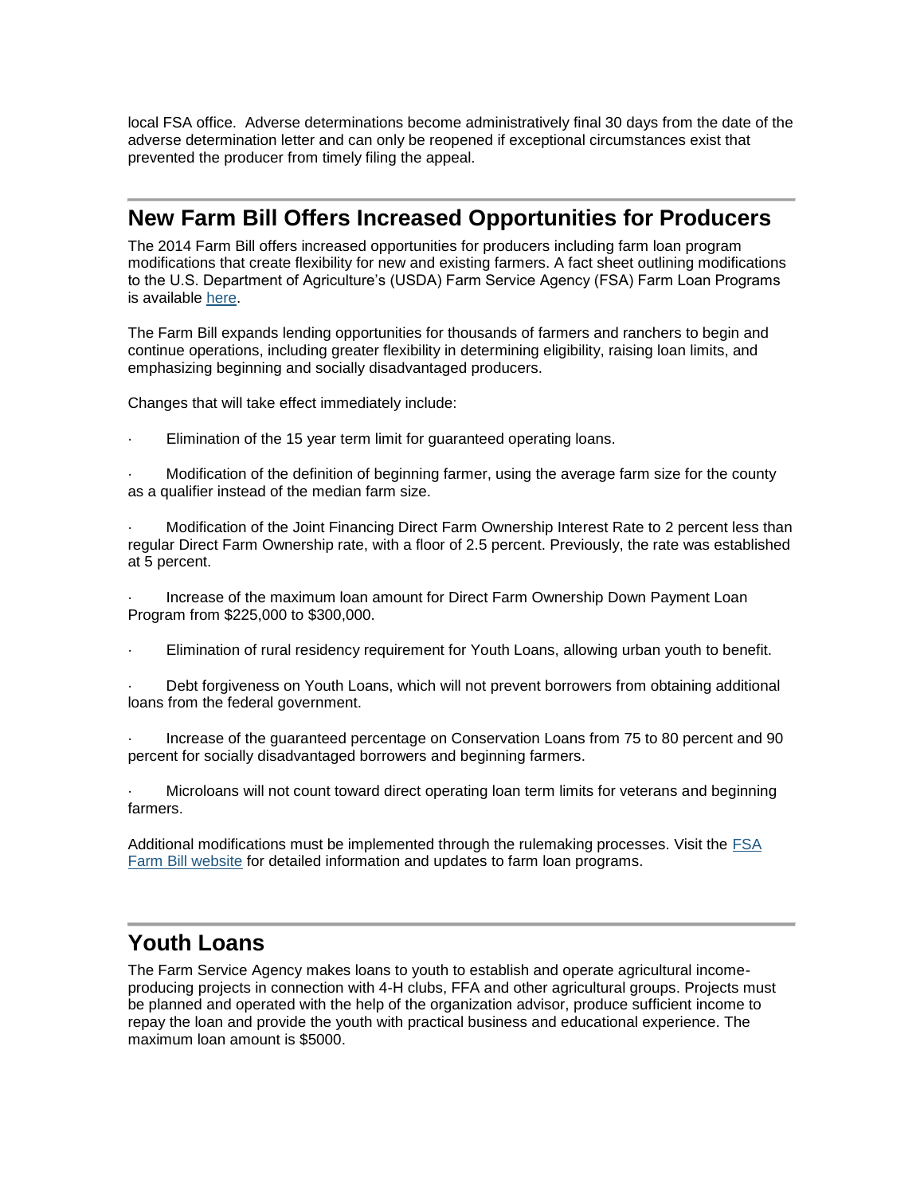local FSA office. Adverse determinations become administratively final 30 days from the date of the adverse determination letter and can only be reopened if exceptional circumstances exist that prevented the producer from timely filing the appeal.

---

## New Farm Bill Offers Increased Opportunities for Producers

The 2014 Farm Bill offers increased opportunities for producers including farm loan program modifications that create flexibility for new and existing farmers. A fact sheet outlining modifications to the U.S. Department of Agriculture's (USDA) Farm Service Agency (FSA) Farm Loan Programs is available here.

The Farm Bill expands lending opportunities for thousands of farmers and ranchers to begin and continue operations, including greater flexibility in determining eligibility, raising loan limits, and emphasizing beginning and socially disadvantaged producers.

Changes that will take effect immediately include:

- Elimination of the 15 year term limit for guaranteed operating loans.
- Modification of the definition of beginning farmer, using the average farm size for the county as a qualifier instead of the median farm size.
- Modification of the Joint Financing Direct Farm Ownership Interest Rate to 2 percent less than regular Direct Farm Ownership rate, with a floor of 2.5 percent. Previously, the rate was established at 5 percent.
- Increase of the maximum loan amount for Direct Farm Ownership Down Payment Loan Program from $225,000 to $300,000.
- Elimination of rural residency requirement for Youth Loans, allowing urban youth to benefit.
- Debt forgiveness on Youth Loans, which will not prevent borrowers from obtaining additional loans from the federal government.
- Increase of the guaranteed percentage on Conservation Loans from 75 to 80 percent and 90 percent for socially disadvantaged borrowers and beginning farmers.
- Microloans will not count toward direct operating loan term limits for veterans and beginning farmers.

Additional modifications must be implemented through the rulemaking processes. Visit the FSA Farm Bill website for detailed information and updates to farm loan programs.

---

## Youth Loans

The Farm Service Agency makes loans to youth to establish and operate agricultural income-producing projects in connection with 4-H clubs, FFA and other agricultural groups. Projects must be planned and operated with the help of the organization advisor, produce sufficient income to repay the loan and provide the youth with practical business and educational experience. The maximum loan amount is $5000.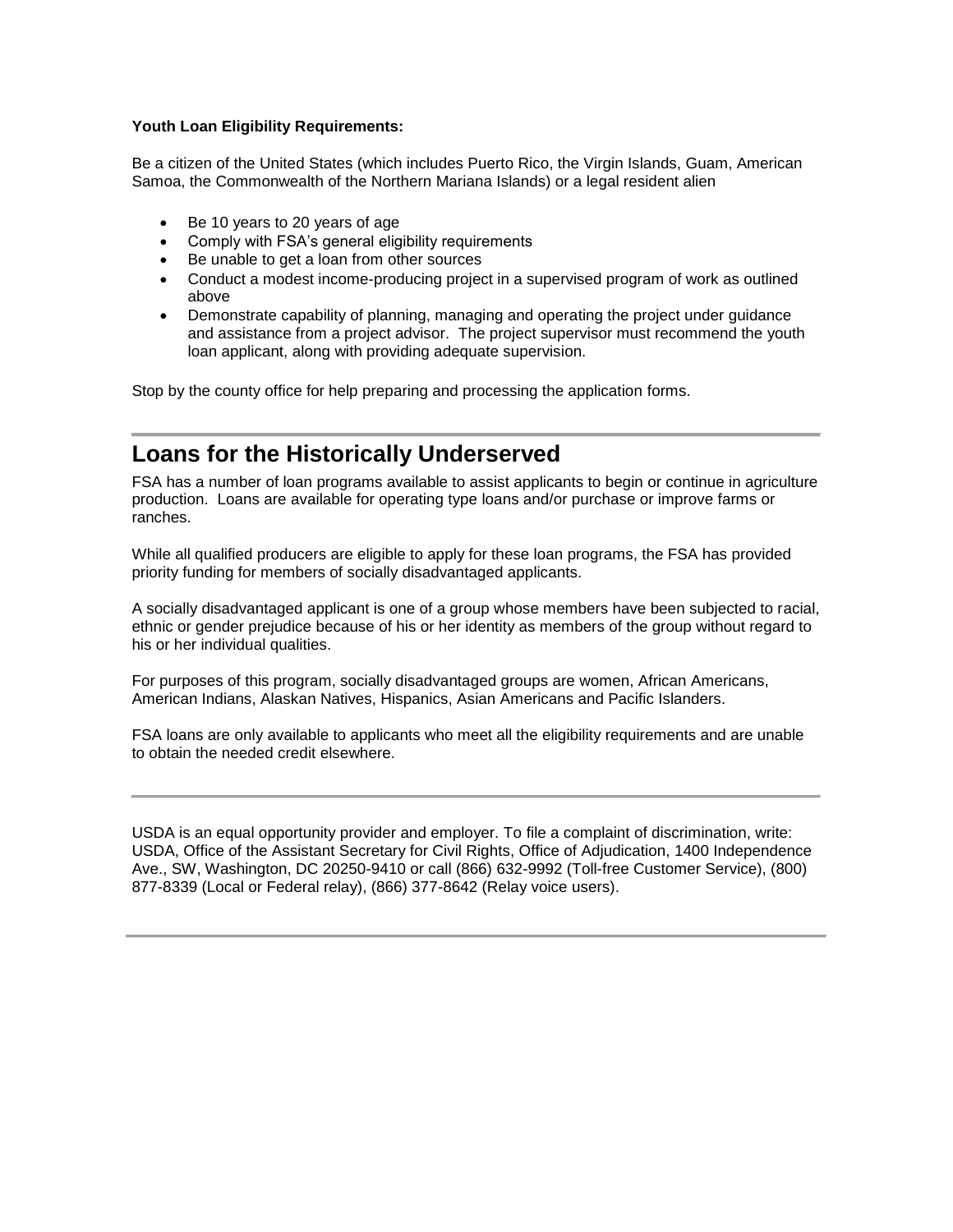**Youth Loan Eligibility Requirements:**

Be a citizen of the United States (which includes Puerto Rico, the Virgin Islands, Guam, American Samoa, the Commonwealth of the Northern Mariana Islands) or a legal resident alien

- Be 10 years to 20 years of age
- Comply with FSA's general eligibility requirements
- Be unable to get a loan from other sources
- Conduct a modest income-producing project in a supervised program of work as outlined above
- Demonstrate capability of planning, managing and operating the project under guidance and assistance from a project advisor. The project supervisor must recommend the youth loan applicant, along with providing adequate supervision.

Stop by the county office for help preparing and processing the application forms.

---

## Loans for the Historically Underserved

FSA has a number of loan programs available to assist applicants to begin or continue in agriculture production. Loans are available for operating type loans and/or purchase or improve farms or ranches.

While all qualified producers are eligible to apply for these loan programs, the FSA has provided priority funding for members of socially disadvantaged applicants.

A socially disadvantaged applicant is one of a group whose members have been subjected to racial, ethnic or gender prejudice because of his or her identity as members of the group without regard to his or her individual qualities.

For purposes of this program, socially disadvantaged groups are women, African Americans, American Indians, Alaskan Natives, Hispanics, Asian Americans and Pacific Islanders.

FSA loans are only available to applicants who meet all the eligibility requirements and are unable to obtain the needed credit elsewhere.

---

USDA is an equal opportunity provider and employer. To file a complaint of discrimination, write: USDA, Office of the Assistant Secretary for Civil Rights, Office of Adjudication, 1400 Independence Ave., SW, Washington, DC 20250-9410 or call (866) 632-9992 (Toll-free Customer Service), (800) 877-8339 (Local or Federal relay), (866) 377-8642 (Relay voice users).

---